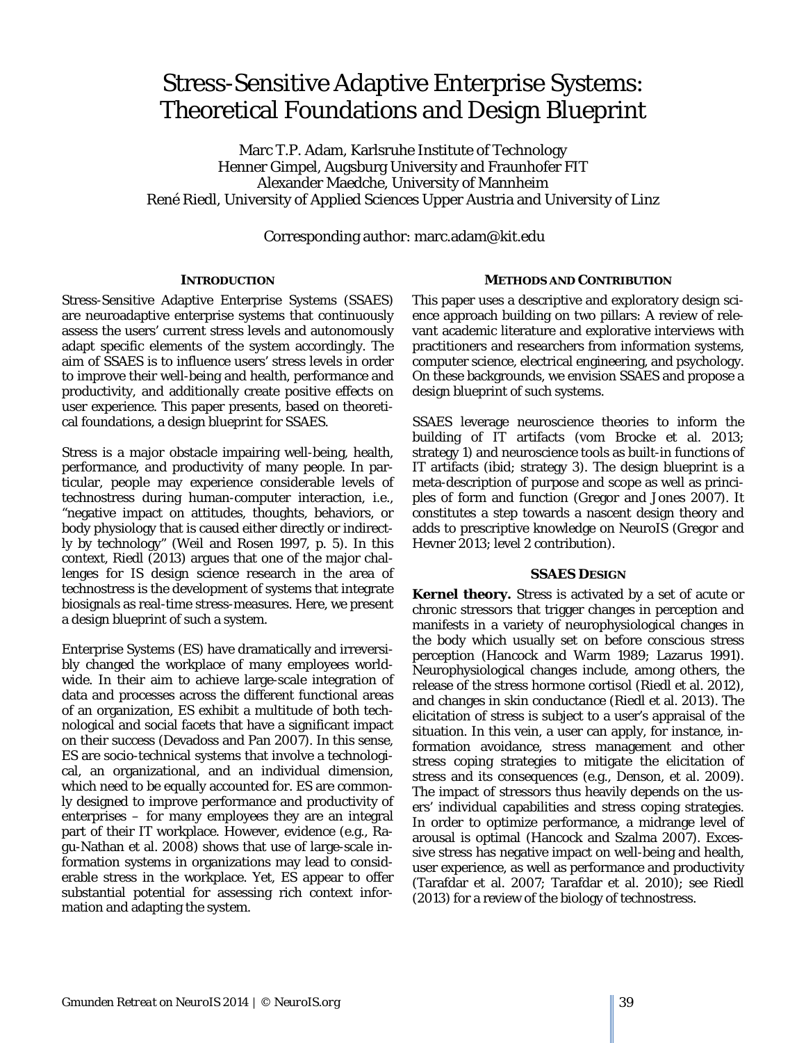# Stress-Sensitive Adaptive Enterprise Systems: Theoretical Foundations and Design Blueprint

Marc T.P. Adam, Karlsruhe Institute of Technology
Henner Gimpel, Augsburg University and Fraunhofer FIT
Alexander Maedche, University of Mannheim
René Riedl, University of Applied Sciences Upper Austria and University of Linz

Corresponding author: marc.adam@kit.edu

## Introduction

Stress-Sensitive Adaptive Enterprise Systems (SSAES) are neuroadaptive enterprise systems that continuously assess the users' current stress levels and autonomously adapt specific elements of the system accordingly. The aim of SSAES is to influence users' stress levels in order to improve their well-being and health, performance and productivity, and additionally create positive effects on user experience. This paper presents, based on theoretical foundations, a design blueprint for SSAES.

Stress is a major obstacle impairing well-being, health, performance, and productivity of many people. In particular, people may experience considerable levels of technostress during human-computer interaction, i.e., "negative impact on attitudes, thoughts, behaviors, or body physiology that is caused either directly or indirectly by technology" (Weil and Rosen 1997, p. 5). In this context, Riedl (2013) argues that one of the major challenges for IS design science research in the area of technostress is the development of systems that integrate biosignals as real-time stress-measures. Here, we present a design blueprint of such a system.

Enterprise Systems (ES) have dramatically and irreversibly changed the workplace of many employees worldwide. In their aim to achieve large-scale integration of data and processes across the different functional areas of an organization, ES exhibit a multitude of both technological and social facets that have a significant impact on their success (Devadoss and Pan 2007). In this sense, ES are socio-technical systems that involve a technological, an organizational, and an individual dimension, which need to be equally accounted for. ES are commonly designed to improve performance and productivity of enterprises – for many employees they are an integral part of their IT workplace. However, evidence (e.g., Ragu-Nathan et al. 2008) shows that use of large-scale information systems in organizations may lead to considerable stress in the workplace. Yet, ES appear to offer substantial potential for assessing rich context information and adapting the system.

## Methods and Contribution

This paper uses a descriptive and exploratory design science approach building on two pillars: A review of relevant academic literature and explorative interviews with practitioners and researchers from information systems, computer science, electrical engineering, and psychology. On these backgrounds, we envision SSAES and propose a design blueprint of such systems.

SSAES leverage neuroscience theories to inform the building of IT artifacts (vom Brocke et al. 2013; strategy 1) and neuroscience tools as built-in functions of IT artifacts (ibid; strategy 3). The design blueprint is a meta-description of purpose and scope as well as principles of form and function (Gregor and Jones 2007). It constitutes a step towards a nascent design theory and adds to prescriptive knowledge on NeuroIS (Gregor and Hevner 2013; level 2 contribution).

## SSAES Design

**Kernel theory.** Stress is activated by a set of acute or chronic stressors that trigger changes in perception and manifests in a variety of neurophysiological changes in the body which usually set on before conscious stress perception (Hancock and Warm 1989; Lazarus 1991). Neurophysiological changes include, among others, the release of the stress hormone cortisol (Riedl et al. 2012), and changes in skin conductance (Riedl et al. 2013). The elicitation of stress is subject to a user's appraisal of the situation. In this vein, a user can apply, for instance, information avoidance, stress management and other stress coping strategies to mitigate the elicitation of stress and its consequences (e.g., Denson, et al. 2009). The impact of stressors thus heavily depends on the users' individual capabilities and stress coping strategies. In order to optimize performance, a midrange level of arousal is optimal (Hancock and Szalma 2007). Excessive stress has negative impact on well-being and health, user experience, as well as performance and productivity (Tarafdar et al. 2007; Tarafdar et al. 2010); see Riedl (2013) for a review of the biology of technostress.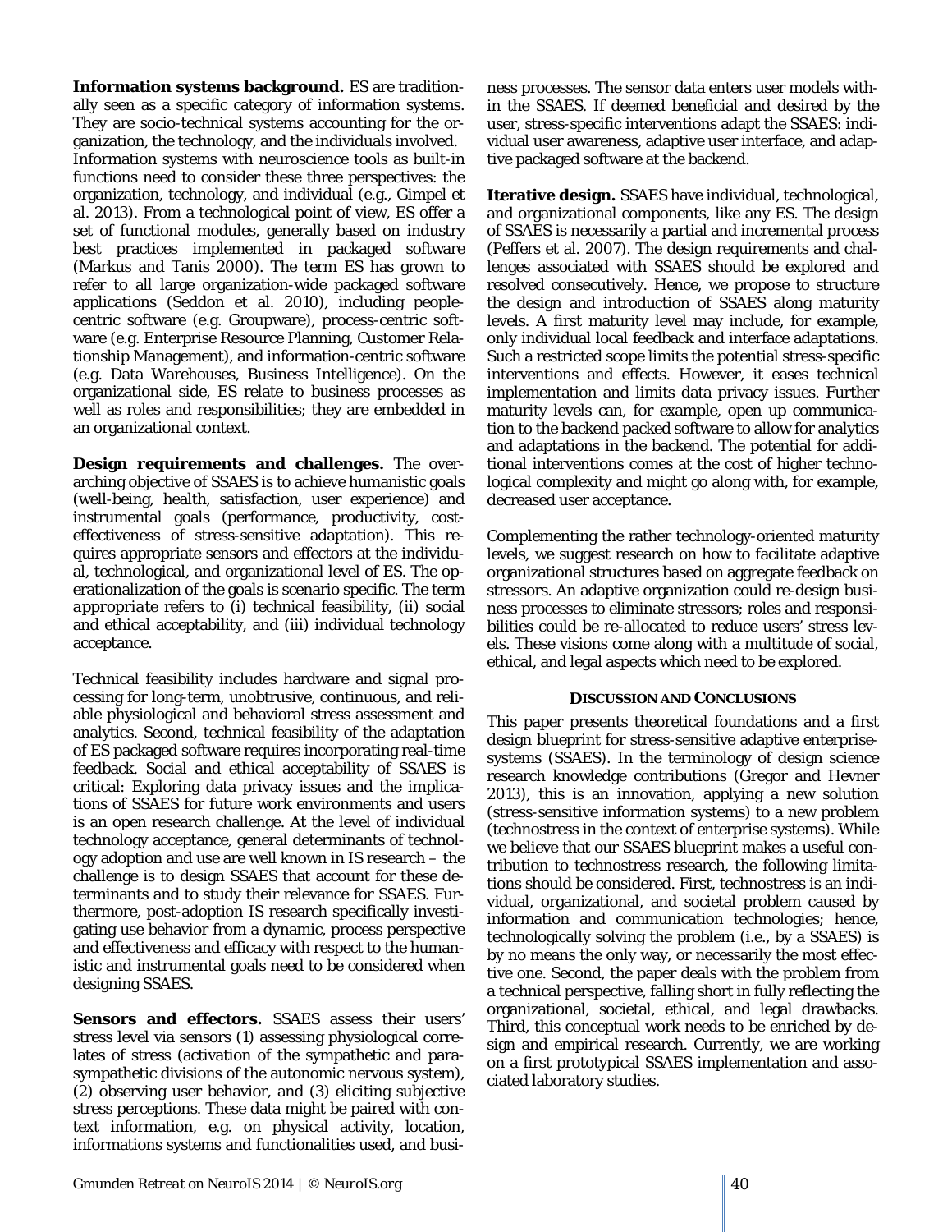**Information systems background.** ES are traditionally seen as a specific category of information systems. They are socio-technical systems accounting for the organization, the technology, and the individuals involved. Information systems with neuroscience tools as built-in functions need to consider these three perspectives: the organization, technology, and individual (e.g., Gimpel et al. 2013). From a technological point of view, ES offer a set of functional modules, generally based on industry best practices implemented in packaged software (Markus and Tanis 2000). The term ES has grown to refer to all large organization-wide packaged software applications (Seddon et al. 2010), including people-centric software (e.g. Groupware), process-centric software (e.g. Enterprise Resource Planning, Customer Relationship Management), and information-centric software (e.g. Data Warehouses, Business Intelligence). On the organizational side, ES relate to business processes as well as roles and responsibilities; they are embedded in an organizational context.

**Design requirements and challenges.** The overarching objective of SSAES is to achieve humanistic goals (well-being, health, satisfaction, user experience) and instrumental goals (performance, productivity, cost-effectiveness of stress-sensitive adaptation). This requires appropriate sensors and effectors at the individual, technological, and organizational level of ES. The operationalization of the goals is scenario specific. The term *appropriate* refers to (i) technical feasibility, (ii) social and ethical acceptability, and (iii) individual technology acceptance.

Technical feasibility includes hardware and signal processing for long-term, unobtrusive, continuous, and reliable physiological and behavioral stress assessment and analytics. Second, technical feasibility of the adaptation of ES packaged software requires incorporating real-time feedback. Social and ethical acceptability of SSAES is critical: Exploring data privacy issues and the implications of SSAES for future work environments and users is an open research challenge. At the level of individual technology acceptance, general determinants of technology adoption and use are well known in IS research – the challenge is to design SSAES that account for these determinants and to study their relevance for SSAES. Furthermore, post-adoption IS research specifically investigating use behavior from a dynamic, process perspective and effectiveness and efficacy with respect to the humanistic and instrumental goals need to be considered when designing SSAES.

**Sensors and effectors.** SSAES assess their users' stress level via sensors (1) assessing physiological correlates of stress (activation of the sympathetic and parasympathetic divisions of the autonomic nervous system), (2) observing user behavior, and (3) eliciting subjective stress perceptions. These data might be paired with context information, e.g. on physical activity, location, informations systems and functionalities used, and business processes. The sensor data enters user models within the SSAES. If deemed beneficial and desired by the user, stress-specific interventions adapt the SSAES: individual user awareness, adaptive user interface, and adaptive packaged software at the backend.

**Iterative design.** SSAES have individual, technological, and organizational components, like any ES. The design of SSAES is necessarily a partial and incremental process (Peffers et al. 2007). The design requirements and challenges associated with SSAES should be explored and resolved consecutively. Hence, we propose to structure the design and introduction of SSAES along maturity levels. A first maturity level may include, for example, only individual local feedback and interface adaptations. Such a restricted scope limits the potential stress-specific interventions and effects. However, it eases technical implementation and limits data privacy issues. Further maturity levels can, for example, open up communication to the backend packed software to allow for analytics and adaptations in the backend. The potential for additional interventions comes at the cost of higher technological complexity and might go along with, for example, decreased user acceptance.

Complementing the rather technology-oriented maturity levels, we suggest research on how to facilitate adaptive organizational structures based on aggregate feedback on stressors. An adaptive organization could re-design business processes to eliminate stressors; roles and responsibilities could be re-allocated to reduce users' stress levels. These visions come along with a multitude of social, ethical, and legal aspects which need to be explored.

## Discussion and Conclusions

This paper presents theoretical foundations and a first design blueprint for stress-sensitive adaptive enterprise-systems (SSAES). In the terminology of design science research knowledge contributions (Gregor and Hevner 2013), this is an innovation, applying a new solution (stress-sensitive information systems) to a new problem (technostress in the context of enterprise systems). While we believe that our SSAES blueprint makes a useful contribution to technostress research, the following limitations should be considered. First, technostress is an individual, organizational, and societal problem caused by information and communication technologies; hence, technologically solving the problem (i.e., by a SSAES) is by no means the only way, or necessarily the most effective one. Second, the paper deals with the problem from a technical perspective, falling short in fully reflecting the organizational, societal, ethical, and legal drawbacks. Third, this conceptual work needs to be enriched by design and empirical research. Currently, we are working on a first prototypical SSAES implementation and associated laboratory studies.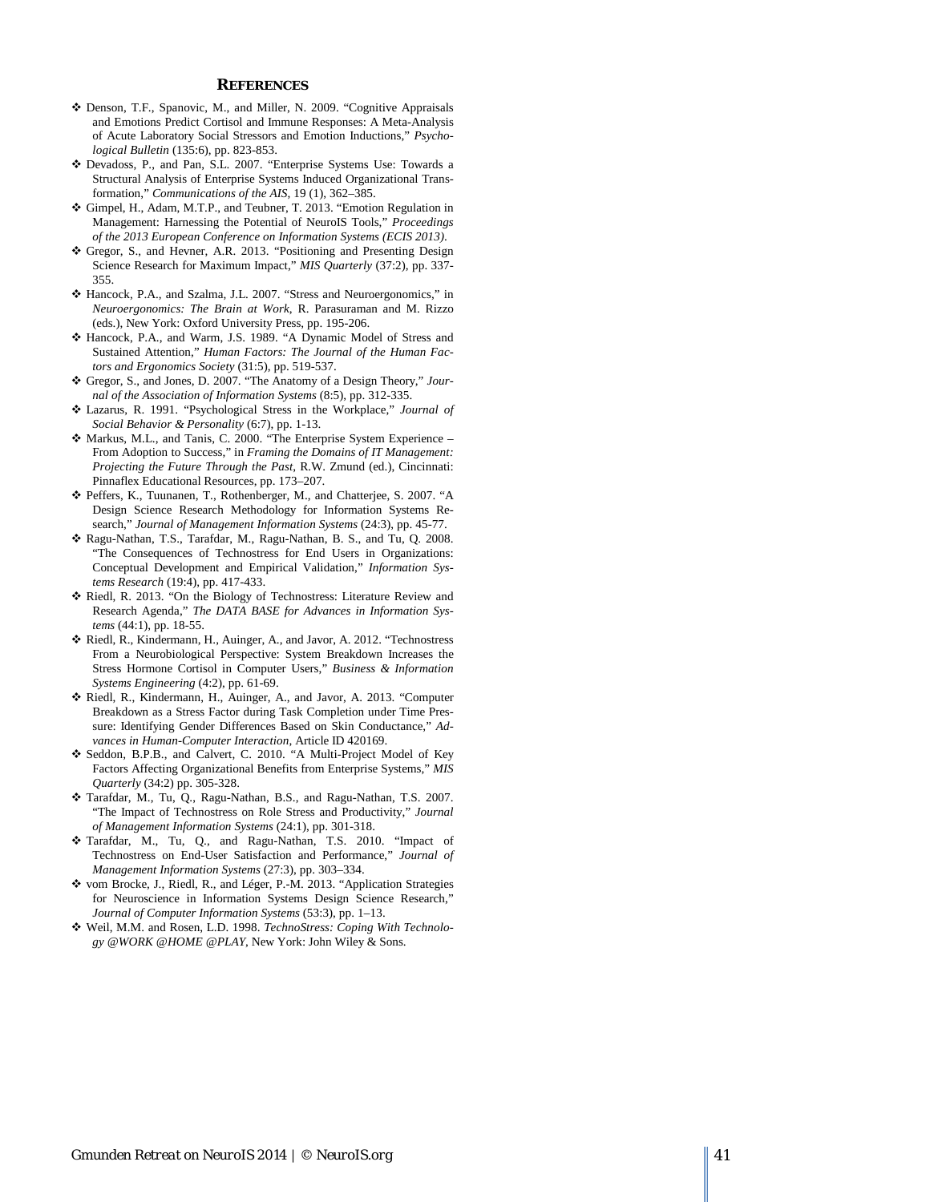## REFERENCES

- Denson, T.F., Spanovic, M., and Miller, N. 2009. "Cognitive Appraisals and Emotions Predict Cortisol and Immune Responses: A Meta-Analysis of Acute Laboratory Social Stressors and Emotion Inductions," *Psychological Bulletin* (135:6), pp. 823-853.
- Devadoss, P., and Pan, S.L. 2007. "Enterprise Systems Use: Towards a Structural Analysis of Enterprise Systems Induced Organizational Transformation," *Communications of the AIS*, 19 (1), 362–385.
- Gimpel, H., Adam, M.T.P., and Teubner, T. 2013. "Emotion Regulation in Management: Harnessing the Potential of NeuroIS Tools," *Proceedings of the 2013 European Conference on Information Systems (ECIS 2013)*.
- Gregor, S., and Hevner, A.R. 2013. "Positioning and Presenting Design Science Research for Maximum Impact," *MIS Quarterly* (37:2), pp. 337-355.
- Hancock, P.A., and Szalma, J.L. 2007. "Stress and Neuroergonomics," in *Neuroergonomics: The Brain at Work*, R. Parasuraman and M. Rizzo (eds.), New York: Oxford University Press, pp. 195-206.
- Hancock, P.A., and Warm, J.S. 1989. "A Dynamic Model of Stress and Sustained Attention," *Human Factors: The Journal of the Human Factors and Ergonomics Society* (31:5), pp. 519-537.
- Gregor, S., and Jones, D. 2007. "The Anatomy of a Design Theory," *Journal of the Association of Information Systems* (8:5), pp. 312-335.
- Lazarus, R. 1991. "Psychological Stress in the Workplace," *Journal of Social Behavior & Personality* (6:7), pp. 1-13.
- Markus, M.L., and Tanis, C. 2000. "The Enterprise System Experience – From Adoption to Success," in *Framing the Domains of IT Management: Projecting the Future Through the Past*, R.W. Zmund (ed.), Cincinnati: Pinnaflex Educational Resources, pp. 173–207.
- Peffers, K., Tuunanen, T., Rothenberger, M., and Chatterjee, S. 2007. "A Design Science Research Methodology for Information Systems Research," *Journal of Management Information Systems* (24:3), pp. 45-77.
- Ragu-Nathan, T.S., Tarafdar, M., Ragu-Nathan, B. S., and Tu, Q. 2008. "The Consequences of Technostress for End Users in Organizations: Conceptual Development and Empirical Validation," *Information Systems Research* (19:4), pp. 417-433.
- Riedl, R. 2013. "On the Biology of Technostress: Literature Review and Research Agenda," *The DATA BASE for Advances in Information Systems* (44:1), pp. 18-55.
- Riedl, R., Kindermann, H., Auinger, A., and Javor, A. 2012. "Technostress From a Neurobiological Perspective: System Breakdown Increases the Stress Hormone Cortisol in Computer Users," *Business & Information Systems Engineering* (4:2), pp. 61-69.
- Riedl, R., Kindermann, H., Auinger, A., and Javor, A. 2013. "Computer Breakdown as a Stress Factor during Task Completion under Time Pressure: Identifying Gender Differences Based on Skin Conductance," *Advances in Human-Computer Interaction*, Article ID 420169.
- Seddon, B.P.B., and Calvert, C. 2010. "A Multi-Project Model of Key Factors Affecting Organizational Benefits from Enterprise Systems," *MIS Quarterly* (34:2) pp. 305-328.
- Tarafdar, M., Tu, Q., Ragu-Nathan, B.S., and Ragu-Nathan, T.S. 2007. "The Impact of Technostress on Role Stress and Productivity," *Journal of Management Information Systems* (24:1), pp. 301-318.
- Tarafdar, M., Tu, Q., and Ragu-Nathan, T.S. 2010. "Impact of Technostress on End-User Satisfaction and Performance," *Journal of Management Information Systems* (27:3), pp. 303–334.
- vom Brocke, J., Riedl, R., and Léger, P.-M. 2013. "Application Strategies for Neuroscience in Information Systems Design Science Research," *Journal of Computer Information Systems* (53:3), pp. 1–13.
- Weil, M.M. and Rosen, L.D. 1998. *TechnoStress: Coping With Technology @WORK @HOME @PLAY*, New York: John Wiley & Sons.